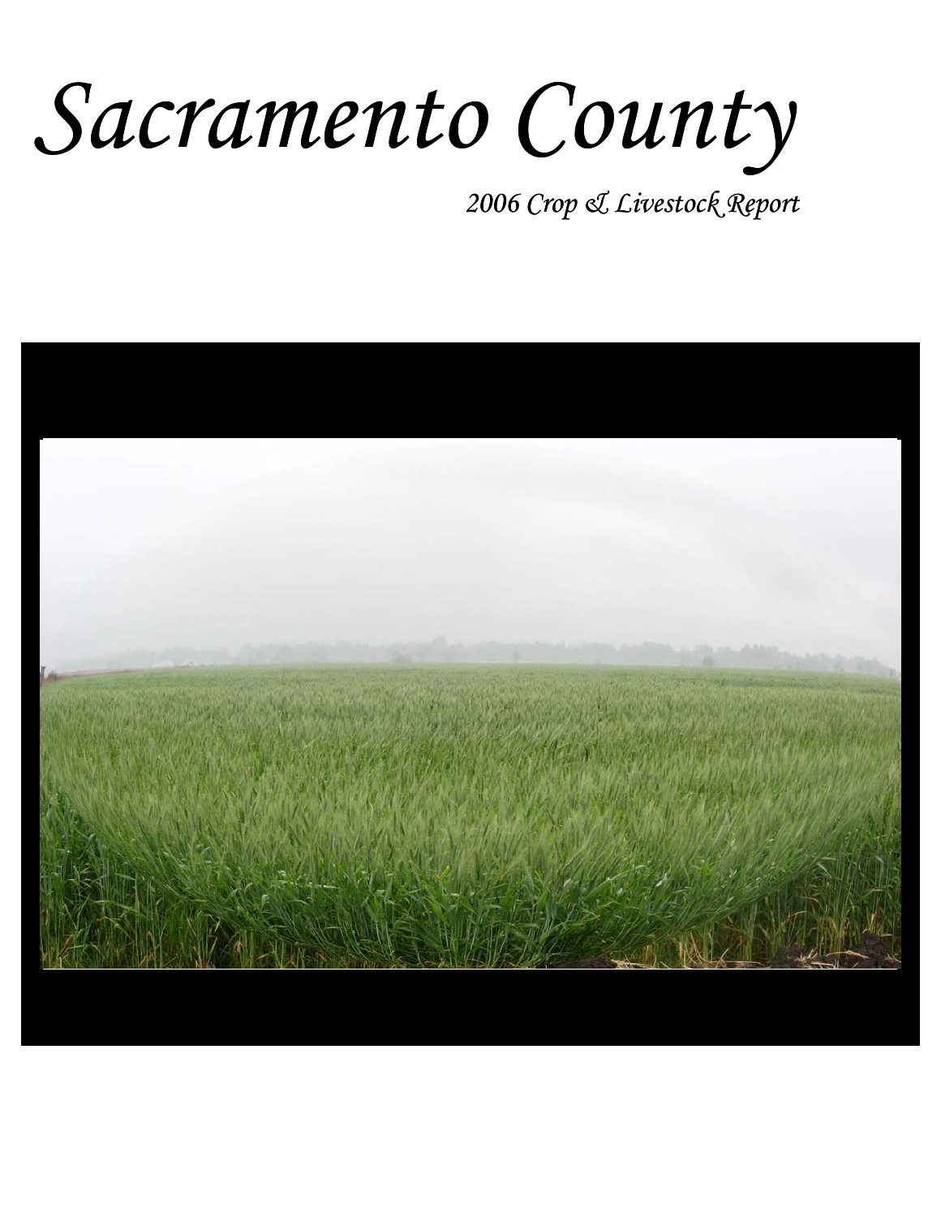# *Sacramento County*

*2006 Crop & Livestock Report*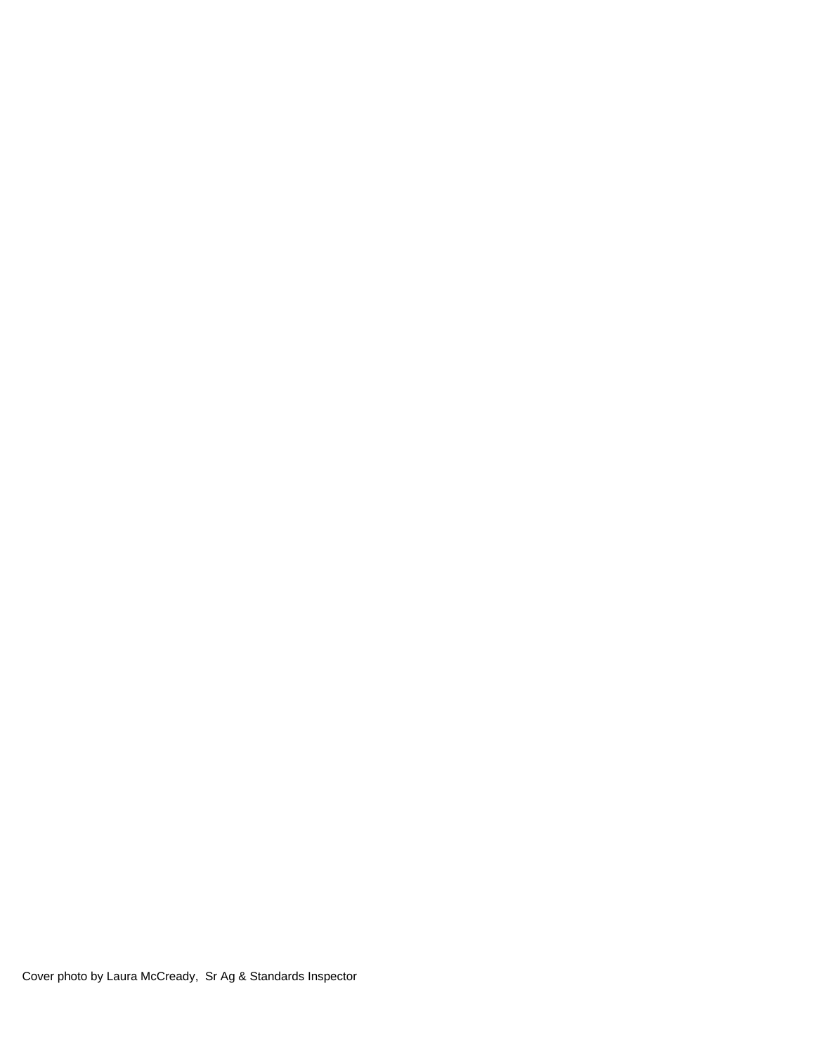Cover photo by Laura McCready, Sr Ag & Standards Inspector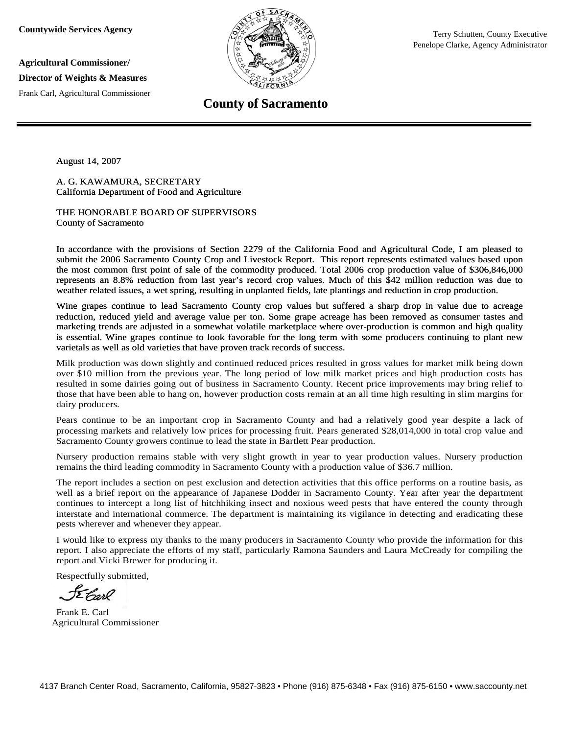**Countywide Services Agency**

**Agricultural Commissioner/**
**Director of Weights & Measures**

Frank Carl, Agricultural Commissioner

Terry Schutten, County Executive
Penelope Clarke, Agency Administrator

## County of Sacramento

August 14, 2007

A. G. KAWAMURA, SECRETARY
California Department of Food and Agriculture

THE HONORABLE BOARD OF SUPERVISORS
County of Sacramento

In accordance with the provisions of Section 2279 of the California Food and Agricultural Code, I am pleased to submit the 2006 Sacramento County Crop and Livestock Report. This report represents estimated values based upon the most common first point of sale of the commodity produced. Total 2006 crop production value of $306,846,000 represents an 8.8% reduction from last year's record crop values. Much of this $42 million reduction was due to weather related issues, a wet spring, resulting in unplanted fields, late plantings and reduction in crop production.

Wine grapes continue to lead Sacramento County crop values but suffered a sharp drop in value due to acreage reduction, reduced yield and average value per ton. Some grape acreage has been removed as consumer tastes and marketing trends are adjusted in a somewhat volatile marketplace where over-production is common and high quality is essential. Wine grapes continue to look favorable for the long term with some producers continuing to plant new varietals as well as old varieties that have proven track records of success.

Milk production was down slightly and continued reduced prices resulted in gross values for market milk being down over $10 million from the previous year. The long period of low milk market prices and high production costs has resulted in some dairies going out of business in Sacramento County. Recent price improvements may bring relief to those that have been able to hang on, however production costs remain at an all time high resulting in slim margins for dairy producers.

Pears continue to be an important crop in Sacramento County and had a relatively good year despite a lack of processing markets and relatively low prices for processing fruit. Pears generated $28,014,000 in total crop value and Sacramento County growers continue to lead the state in Bartlett Pear production.

Nursery production remains stable with very slight growth in year to year production values. Nursery production remains the third leading commodity in Sacramento County with a production value of $36.7 million.

The report includes a section on pest exclusion and detection activities that this office performs on a routine basis, as well as a brief report on the appearance of Japanese Dodder in Sacramento County. Year after year the department continues to intercept a long list of hitchhiking insect and noxious weed pests that have entered the county through interstate and international commerce. The department is maintaining its vigilance in detecting and eradicating these pests wherever and whenever they appear.

I would like to express my thanks to the many producers in Sacramento County who provide the information for this report. I also appreciate the efforts of my staff, particularly Ramona Saunders and Laura McCready for compiling the report and Vicki Brewer for producing it.

Respectfully submitted,

Frank E. Carl
Agricultural Commissioner

4137 Branch Center Road, Sacramento, California, 95827-3823 • Phone (916) 875-6348 • Fax (916) 875-6150 • www.saccounty.net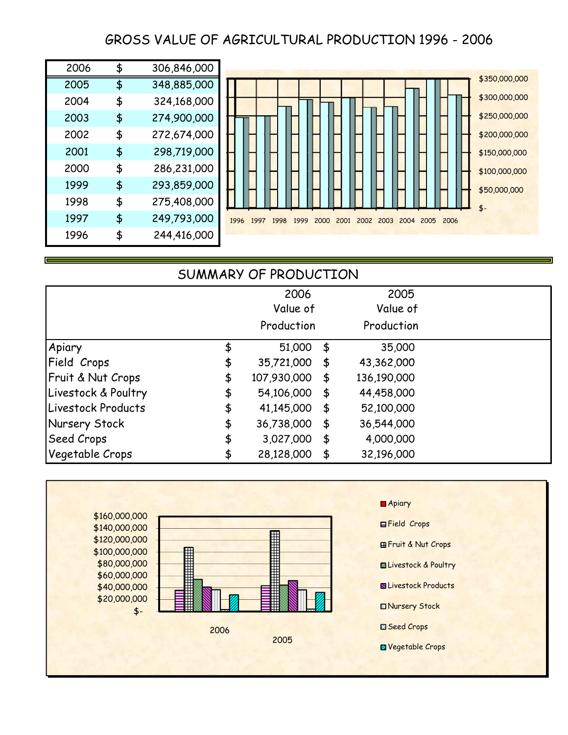# GROSS VALUE OF AGRICULTURAL PRODUCTION 1996 - 2006

| Year | | Value |
|---|---|---|
| 2006 | $ | 306,846,000 |
| 2005 | $ | 348,885,000 |
| 2004 | $ | 324,168,000 |
| 2003 | $ | 274,900,000 |
| 2002 | $ | 272,674,000 |
| 2001 | $ | 298,719,000 |
| 2000 | $ | 286,231,000 |
| 1999 | $ | 293,859,000 |
| 1998 | $ | 275,408,000 |
| 1997 | $ | 249,793,000 |
| 1996 | $ | 244,416,000 |

# SUMMARY OF PRODUCTION

| | | 2006 Value of Production | | 2005 Value of Production |
|---|---|---|---|---|
| Apiary | $ | 51,000 | $ | 35,000 |
| Field Crops | $ | 35,721,000 | $ | 43,362,000 |
| Fruit & Nut Crops | $ | 107,930,000 | $ | 136,190,000 |
| Livestock & Poultry | $ | 54,106,000 | $ | 44,458,000 |
| Livestock Products | $ | 41,145,000 | $ | 52,100,000 |
| Nursery Stock | $ | 36,738,000 | $ | 36,544,000 |
| Seed Crops | $ | 3,027,000 | $ | 4,000,000 |
| Vegetable Crops | $ | 28,128,000 | $ | 32,196,000 |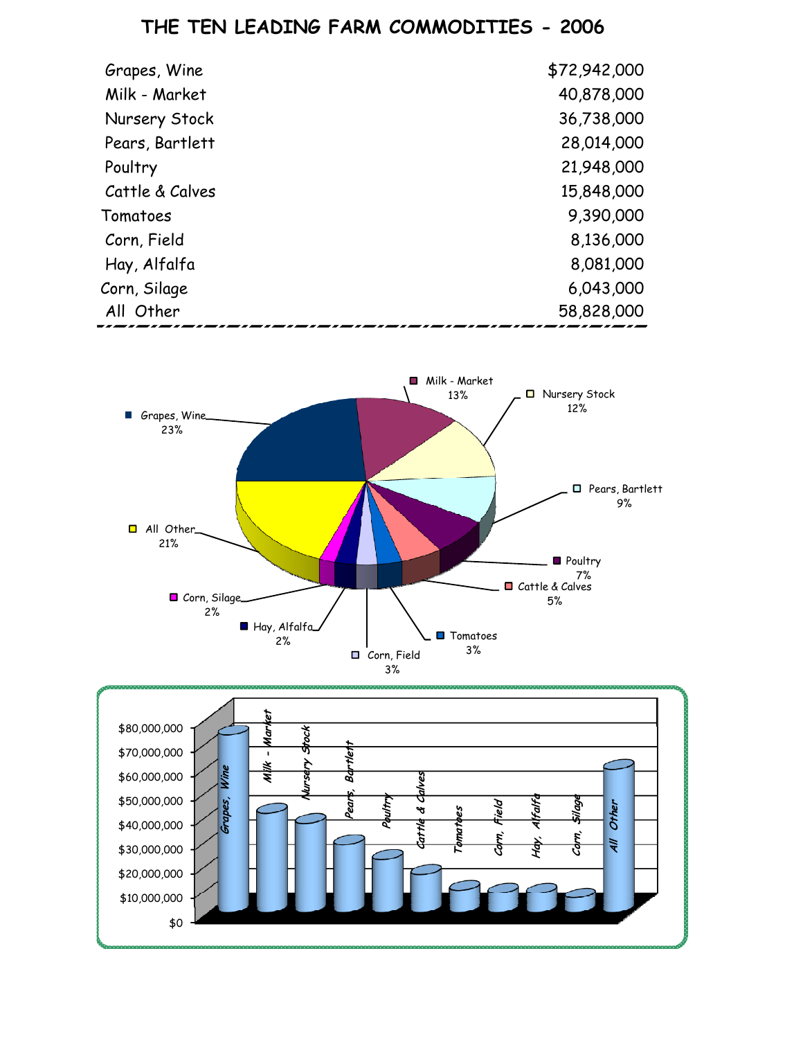# THE TEN LEADING FARM COMMODITIES - 2006

| Commodity | Value |
|---|---:|
| Grapes, Wine | $72,942,000 |
| Milk - Market | 40,878,000 |
| Nursery Stock | 36,738,000 |
| Pears, Bartlett | 28,014,000 |
| Poultry | 21,948,000 |
| Cattle & Calves | 15,848,000 |
| Tomatoes | 9,390,000 |
| Corn, Field | 8,136,000 |
| Hay, Alfalfa | 8,081,000 |
| Corn, Silage | 6,043,000 |
| All Other | 58,828,000 |

| Commodity | Share |
|---|---:|
| Grapes, Wine | 23% |
| Milk - Market | 13% |
| Nursery Stock | 12% |
| Pears, Bartlett | 9% |
| Poultry | 7% |
| Cattle & Calves | 5% |
| Tomatoes | 3% |
| Corn, Field | 3% |
| Hay, Alfalfa | 2% |
| Corn, Silage | 2% |
| All Other | 21% |

$80,000,000
$70,000,000
$60,000,000
$50,000,000
$40,000,000
$30,000,000
$20,000,000
$10,000,000
$0

Grapes, Wine | Milk - Market | Nursery Stock | Pears, Bartlett | Poultry | Cattle & Calves | Tomatoes | Corn, Field | Hay, Alfalfa | Corn, Silage | All Other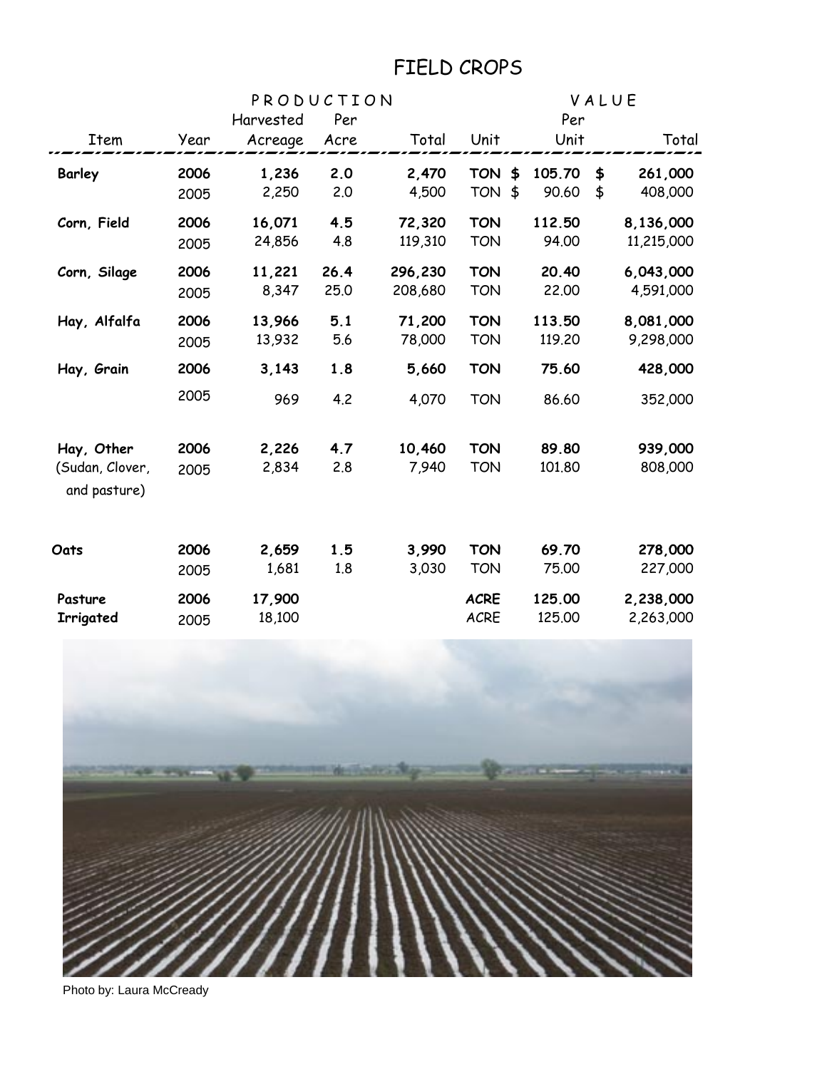# FIELD CROPS

| Item | Year | PRODUCTION Harvested Acreage | Per Acre | Total | VALUE Unit | Per Unit | Total |
|---|---|---|---|---|---|---|---|
| **Barley** | **2006** | **1,236** | **2.0** | **2,470** | **TON** | **$ 105.70** | **$ 261,000** |
| | 2005 | 2,250 | 2.0 | 4,500 | TON | $ 90.60 | $ 408,000 |
| **Corn, Field** | **2006** | **16,071** | **4.5** | **72,320** | **TON** | **112.50** | **8,136,000** |
| | 2005 | 24,856 | 4.8 | 119,310 | TON | 94.00 | 11,215,000 |
| **Corn, Silage** | **2006** | **11,221** | **26.4** | **296,230** | **TON** | **20.40** | **6,043,000** |
| | 2005 | 8,347 | 25.0 | 208,680 | TON | 22.00 | 4,591,000 |
| **Hay, Alfalfa** | **2006** | **13,966** | **5.1** | **71,200** | **TON** | **113.50** | **8,081,000** |
| | 2005 | 13,932 | 5.6 | 78,000 | TON | 119.20 | 9,298,000 |
| **Hay, Grain** | **2006** | **3,143** | **1.8** | **5,660** | **TON** | **75.60** | **428,000** |
| | 2005 | 969 | 4.2 | 4,070 | TON | 86.60 | 352,000 |
| **Hay, Other** (Sudan, Clover, and pasture) | **2006** | **2,226** | **4.7** | **10,460** | **TON** | **89.80** | **939,000** |
| | 2005 | 2,834 | 2.8 | 7,940 | TON | 101.80 | 808,000 |
| **Oats** | **2006** | **2,659** | **1.5** | **3,990** | **TON** | **69.70** | **278,000** |
| | 2005 | 1,681 | 1.8 | 3,030 | TON | 75.00 | 227,000 |
| **Pasture Irrigated** | **2006** | **17,900** | | | **ACRE** | **125.00** | **2,238,000** |
| | 2005 | 18,100 | | | ACRE | 125.00 | 2,263,000 |

Photo by: Laura McCready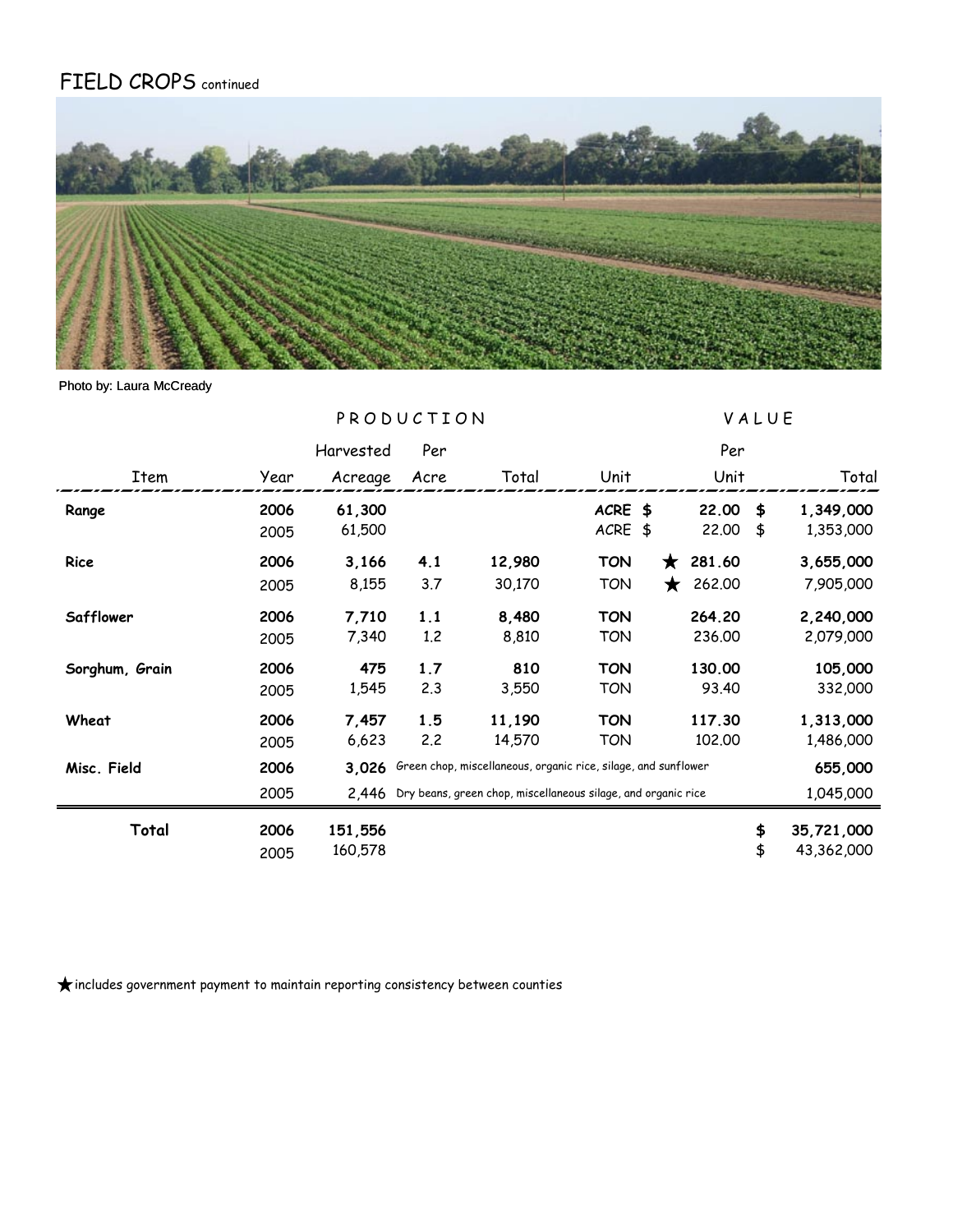# FIELD CROPS continued

Photo by: Laura McCready

| Item | Year | PRODUCTION Harvested Acreage | Per Acre | Total | Unit | VALUE Per Unit | Total |
|---|---|---|---|---|---|---|---|
| **Range** | **2006** | **61,300** | | | **ACRE** | **$ 22.00** | **$ 1,349,000** |
| | 2005 | 61,500 | | | ACRE | $ 22.00 | $ 1,353,000 |
| **Rice** | **2006** | **3,166** | **4.1** | **12,980** | **TON** | ★ **281.60** | **3,655,000** |
| | 2005 | 8,155 | 3.7 | 30,170 | TON | ★ 262.00 | 7,905,000 |
| **Safflower** | **2006** | **7,710** | **1.1** | **8,480** | **TON** | **264.20** | **2,240,000** |
| | 2005 | 7,340 | 1.2 | 8,810 | TON | 236.00 | 2,079,000 |
| **Sorghum, Grain** | **2006** | **475** | **1.7** | **810** | **TON** | **130.00** | **105,000** |
| | 2005 | 1,545 | 2.3 | 3,550 | TON | 93.40 | 332,000 |
| **Wheat** | **2006** | **7,457** | **1.5** | **11,190** | **TON** | **117.30** | **1,313,000** |
| | 2005 | 6,623 | 2.2 | 14,570 | TON | 102.00 | 1,486,000 |
| **Misc. Field** | **2006** | **3,026** | Green chop, miscellaneous, organic rice, silage, and sunflower | | | | **655,000** |
| | 2005 | 2,446 | Dry beans, green chop, miscellaneous silage, and organic rice | | | | 1,045,000 |
| **Total** | **2006** | **151,556** | | | | | **$ 35,721,000** |
| | 2005 | 160,578 | | | | | $ 43,362,000 |

★ includes government payment to maintain reporting consistency between counties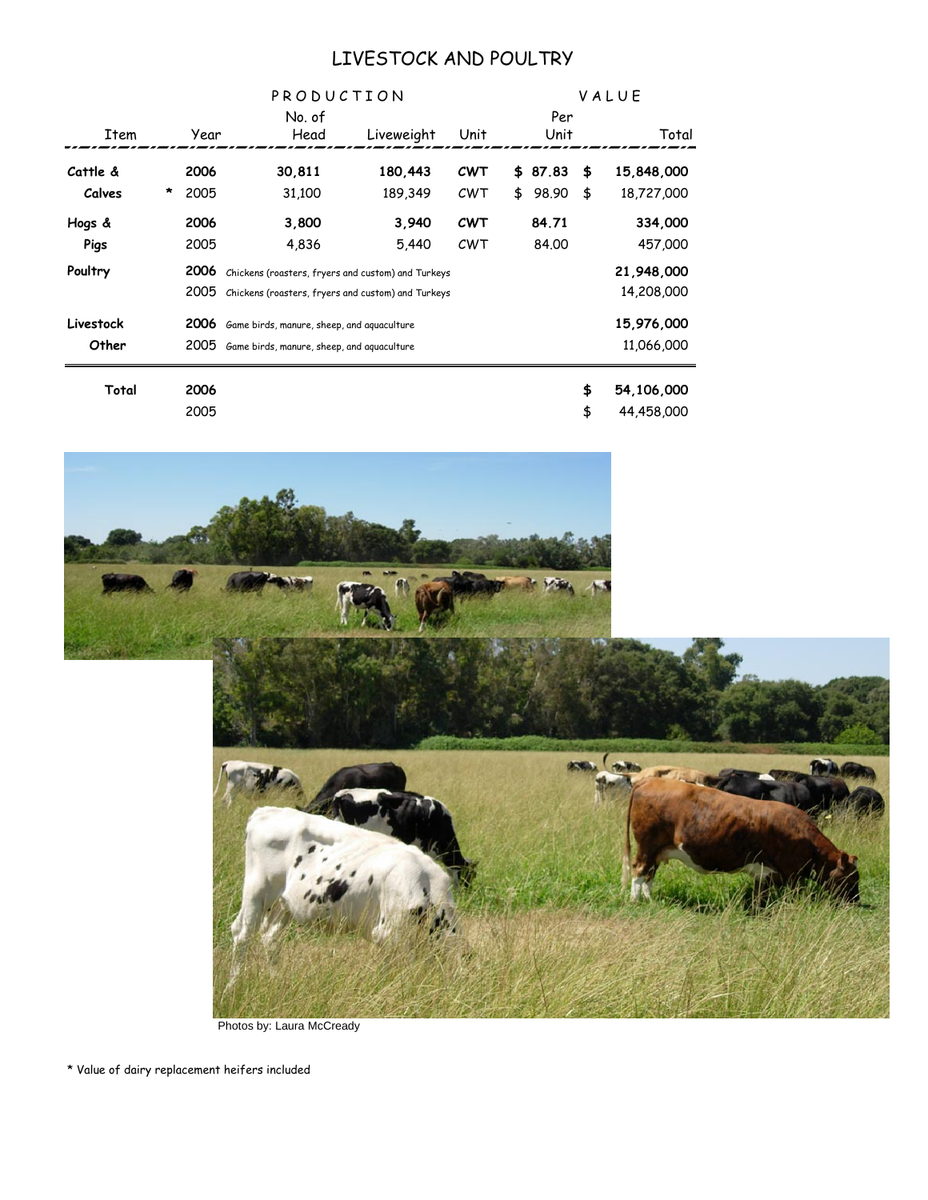# LIVESTOCK AND POULTRY

| Item | Year | PRODUCTION No. of Head | Liveweight | Unit | VALUE Per Unit | Total |
|---|---|---|---|---|---|---|
| **Cattle & Calves** | **2006** | **30,811** | **180,443** | **CWT** | **$ 87.83** | **$ 15,848,000** |
| | * 2005 | 31,100 | 189,349 | CWT | $ 98.90 | $ 18,727,000 |
| **Hogs & Pigs** | **2006** | **3,800** | **3,940** | **CWT** | **84.71** | **334,000** |
| | 2005 | 4,836 | 5,440 | CWT | 84.00 | 457,000 |
| **Poultry** | **2006** | Chickens (roasters, fryers and custom) and Turkeys | | | | **21,948,000** |
| | 2005 | Chickens (roasters, fryers and custom) and Turkeys | | | | 14,208,000 |
| **Livestock Other** | **2006** | Game birds, manure, sheep, and aquaculture | | | | **15,976,000** |
| | 2005 | Game birds, manure, sheep, and aquaculture | | | | 11,066,000 |
| **Total** | **2006** | | | | | **$ 54,106,000** |
| | 2005 | | | | | $ 44,458,000 |

Photos by: Laura McCready

* Value of dairy replacement heifers included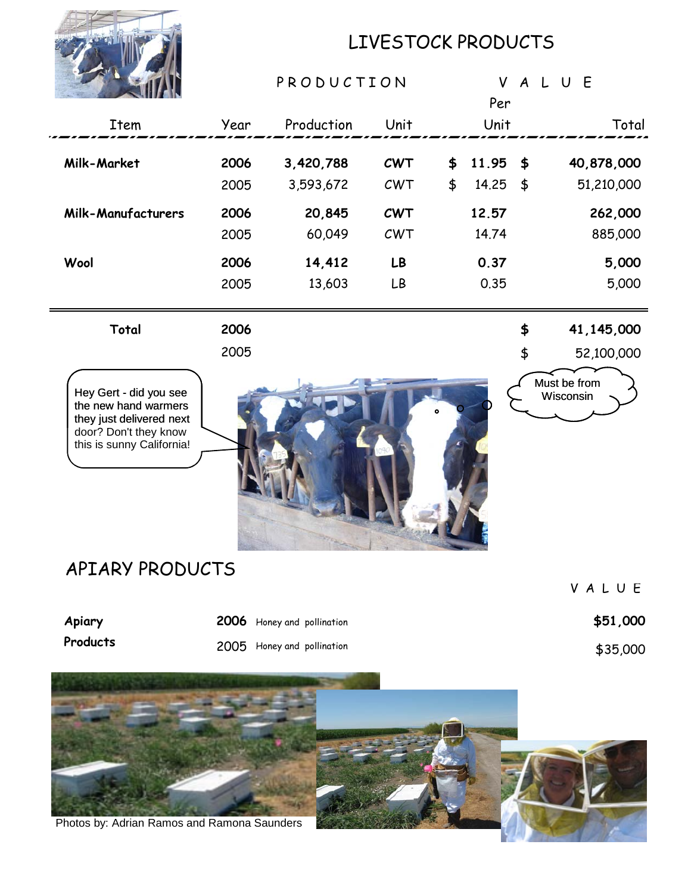# LIVESTOCK PRODUCTS

| Item | Year | Production | Unit | Value Per Unit | Value Total |
|---|---|---|---|---|---|
| **Milk-Market** | **2006** | **3,420,788** | **CWT** | **$ 11.95** | **$ 40,878,000** |
| | 2005 | 3,593,672 | CWT | $ 14.25 | $ 51,210,000 |
| **Milk-Manufacturers** | **2006** | **20,845** | **CWT** | **12.57** | **262,000** |
| | 2005 | 60,049 | CWT | 14.74 | 885,000 |
| **Wool** | **2006** | **14,412** | **LB** | **0.37** | **5,000** |
| | 2005 | 13,603 | LB | 0.35 | 5,000 |
| **Total** | **2006** | | | | **$ 41,145,000** |
| | 2005 | | | | $ 52,100,000 |

Hey Gert - did you see the new hand warmers they just delivered next door? Don't they know this is sunny California!

Must be from Wisconsin

# APIARY PRODUCTS

| | | | VALUE |
|---|---|---|---|
| **Apiary Products** | **2006** | Honey and pollination | **$51,000** |
| | 2005 | Honey and pollination | $35,000 |

Photos by: Adrian Ramos and Ramona Saunders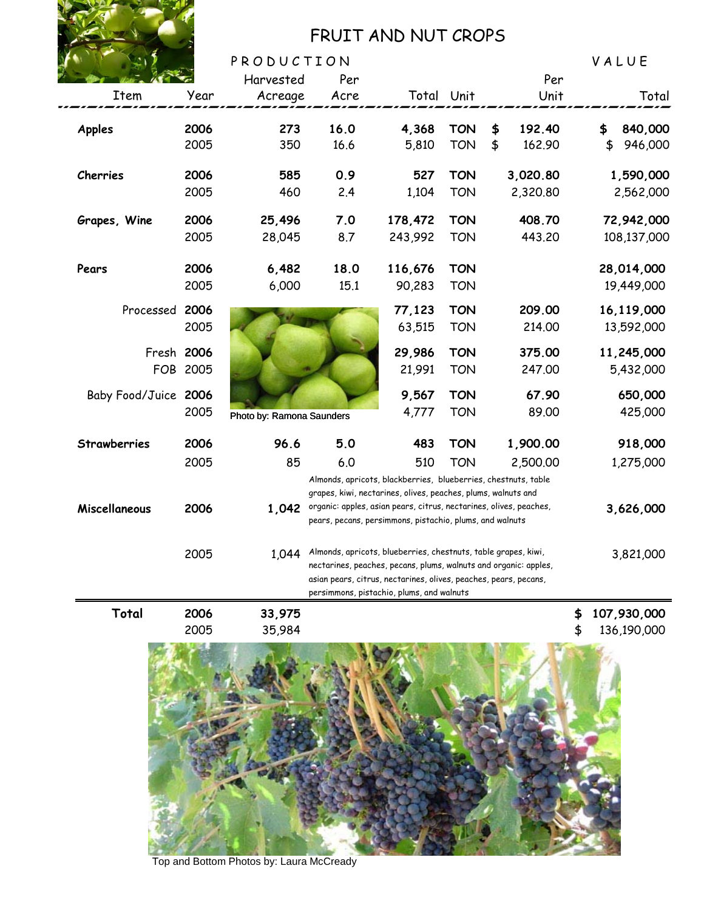# FRUIT AND NUT CROPS

| Item | Year | PRODUCTION Harvested Acreage | Per Acre | Total | Unit | VALUE Per Unit | Total |
|---|---|---|---|---|---|---|---|
| **Apples** | **2006** | **273** | **16.0** | **4,368** | **TON** | **$ 192.40** | **$ 840,000** |
| | 2005 | 350 | 16.6 | 5,810 | TON | $ 162.90 | $ 946,000 |
| **Cherries** | **2006** | **585** | **0.9** | **527** | **TON** | **3,020.80** | **1,590,000** |
| | 2005 | 460 | 2.4 | 1,104 | TON | 2,320.80 | 2,562,000 |
| **Grapes, Wine** | **2006** | **25,496** | **7.0** | **178,472** | **TON** | **408.70** | **72,942,000** |
| | 2005 | 28,045 | 8.7 | 243,992 | TON | 443.20 | 108,137,000 |
| **Pears** | **2006** | **6,482** | **18.0** | **116,676** | **TON** | | **28,014,000** |
| | 2005 | 6,000 | 15.1 | 90,283 | TON | | 19,449,000 |
| Processed | **2006** | | | **77,123** | **TON** | **209.00** | **16,119,000** |
| | 2005 | | | 63,515 | TON | 214.00 | 13,592,000 |
| Fresh | **2006** | | | **29,986** | **TON** | **375.00** | **11,245,000** |
| FOB | 2005 | | | 21,991 | TON | 247.00 | 5,432,000 |
| Baby Food/Juice | **2006** | | | **9,567** | **TON** | **67.90** | **650,000** |
| | 2005 | | | 4,777 | TON | 89.00 | 425,000 |
| **Strawberries** | **2006** | **96.6** | **5.0** | **483** | **TON** | **1,900.00** | **918,000** |
| | 2005 | 85 | 6.0 | 510 | TON | 2,500.00 | 1,275,000 |
| **Miscellaneous** | **2006** | **1,042** | Almonds, apricots, blackberries, blueberries, chestnuts, table grapes, kiwi, nectarines, olives, peaches, plums, walnuts and organic: apples, asian pears, citrus, nectarines, olives, peaches, pears, pecans, persimmons, pistachio, plums, and walnuts | | | | **3,626,000** |
| | 2005 | 1,044 | Almonds, apricots, blueberries, chestnuts, table grapes, kiwi, nectarines, peaches, pecans, plums, walnuts and organic: apples, asian pears, citrus, nectarines, olives, peaches, pears, pecans, persimmons, pistachio, plums, and walnuts | | | | 3,821,000 |
| **Total** | **2006** | **33,975** | | | | | **$ 107,930,000** |
| | 2005 | 35,984 | | | | | $ 136,190,000 |

Photo by: Ramona Saunders

Top and Bottom Photos by: Laura McCready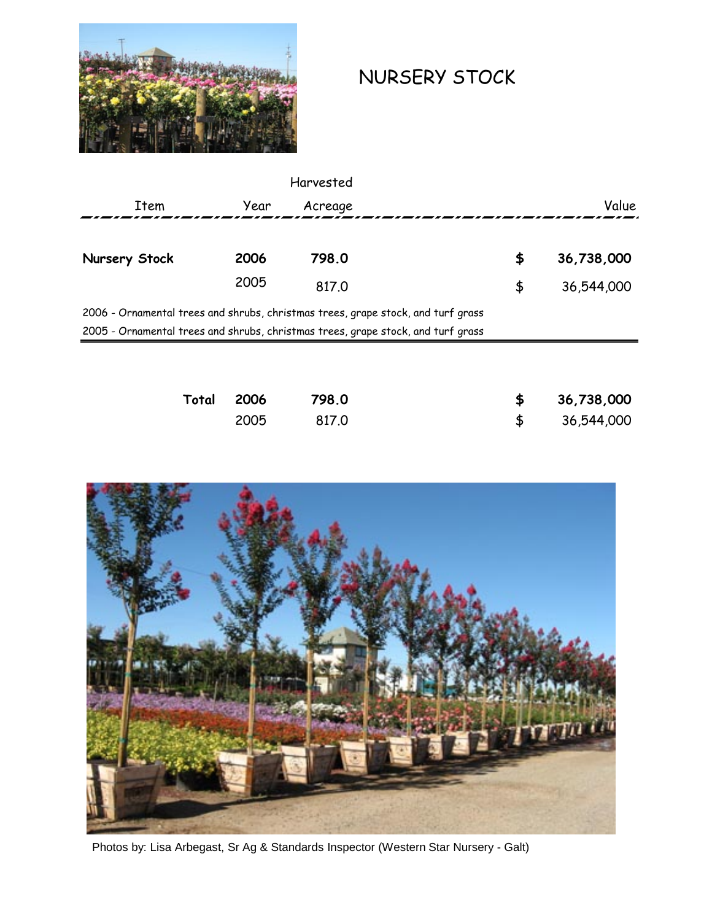# NURSERY STOCK

| Item | Year | Harvested Acreage | | Value |
|---|---|---|---|---|
| **Nursery Stock** | **2006** | **798.0** | **$** | **36,738,000** |
| | 2005 | 817.0 | $ | 36,544,000 |

2006 - Ornamental trees and shrubs, christmas trees, grape stock, and turf grass
2005 - Ornamental trees and shrubs, christmas trees, grape stock, and turf grass

| | Year | Harvested Acreage | | Value |
|---|---|---|---|---|
| **Total** | **2006** | **798.0** | **$** | **36,738,000** |
| | 2005 | 817.0 | $ | 36,544,000 |

Photos by: Lisa Arbegast, Sr Ag & Standards Inspector (Western Star Nursery - Galt)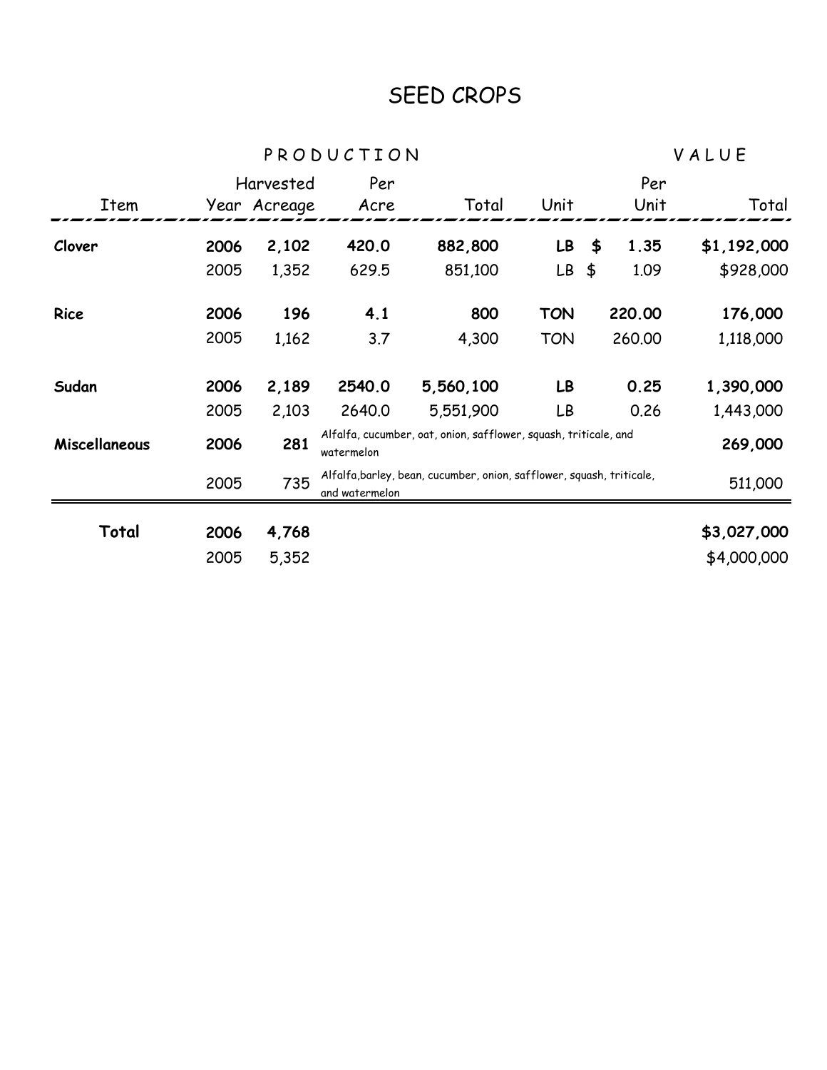# SEED CROPS

| | | PRODUCTION | | | | VALUE | |
|---|---|---|---|---|---|---|---|
| Item | Year | Harvested Acreage | Per Acre | Total | Unit | Per Unit | Total |
| **Clover** | **2006** | **2,102** | **420.0** | **882,800** | **LB** | **$ 1.35** | **$1,192,000** |
| | 2005 | 1,352 | 629.5 | 851,100 | LB | $ 1.09 | $928,000 |
| **Rice** | **2006** | **196** | **4.1** | **800** | **TON** | **220.00** | **176,000** |
| | 2005 | 1,162 | 3.7 | 4,300 | TON | 260.00 | 1,118,000 |
| **Sudan** | **2006** | **2,189** | **2540.0** | **5,560,100** | **LB** | **0.25** | **1,390,000** |
| | 2005 | 2,103 | 2640.0 | 5,551,900 | LB | 0.26 | 1,443,000 |
| **Miscellaneous** | **2006** | **281** | Alfalfa, cucumber, oat, onion, safflower, squash, triticale, and watermelon | | | | **269,000** |
| | 2005 | 735 | Alfalfa,barley, bean, cucumber, onion, safflower, squash, triticale, and watermelon | | | | 511,000 |
| **Total** | **2006** | **4,768** | | | | | **$3,027,000** |
| | 2005 | 5,352 | | | | | $4,000,000 |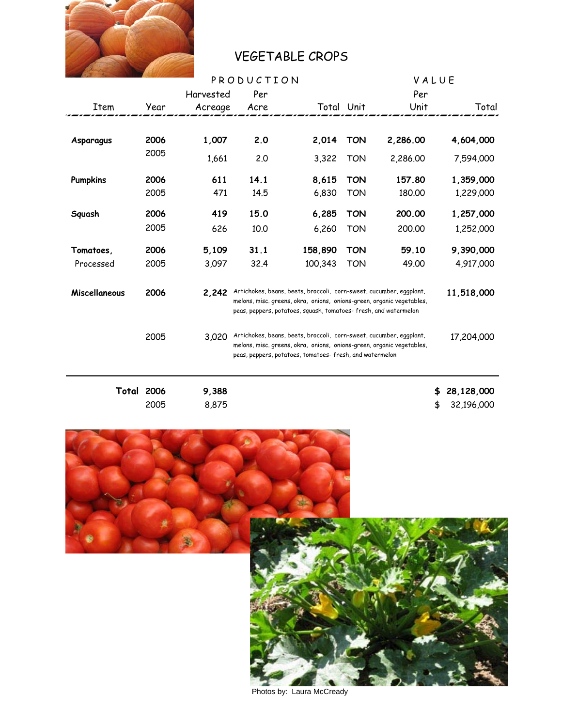# VEGETABLE CROPS

| Item | Year | PRODUCTION Harvested Acreage | Per Acre | Total | Unit | VALUE Per Unit | Total |
|---|---|---|---|---|---|---|---|
| **Asparagus** | **2006** | **1,007** | **2.0** | **2,014** | **TON** | **2,286.00** | **4,604,000** |
| | 2005 | 1,661 | 2.0 | 3,322 | TON | 2,286.00 | 7,594,000 |
| **Pumpkins** | **2006** | **611** | **14.1** | **8,615** | **TON** | **157.80** | **1,359,000** |
| | 2005 | 471 | 14.5 | 6,830 | TON | 180.00 | 1,229,000 |
| **Squash** | **2006** | **419** | **15.0** | **6,285** | **TON** | **200.00** | **1,257,000** |
| | 2005 | 626 | 10.0 | 6,260 | TON | 200.00 | 1,252,000 |
| **Tomatoes, Processed** | **2006** | **5,109** | **31.1** | **158,890** | **TON** | **59.10** | **9,390,000** |
| | 2005 | 3,097 | 32.4 | 100,343 | TON | 49.00 | 4,917,000 |
| **Miscellaneous** | **2006** | **2,242** | Artichokes, beans, beets, broccoli, corn-sweet, cucumber, eggplant, melons, misc. greens, okra, onions, onions-green, organic vegetables, peas, peppers, potatoes, squash, tomatoes- fresh, and watermelon | | | | **11,518,000** |
| | 2005 | 3,020 | Artichokes, beans, beets, broccoli, corn-sweet, cucumber, eggplant, melons, misc. greens, okra, onions, onions-green, organic vegetables, peas, peppers, potatoes, tomatoes- fresh, and watermelon | | | | 17,204,000 |
| **Total** | **2006** | **9,388** | | | | | **$ 28,128,000** |
| | 2005 | 8,875 | | | | | $ 32,196,000 |

Photos by: Laura McCready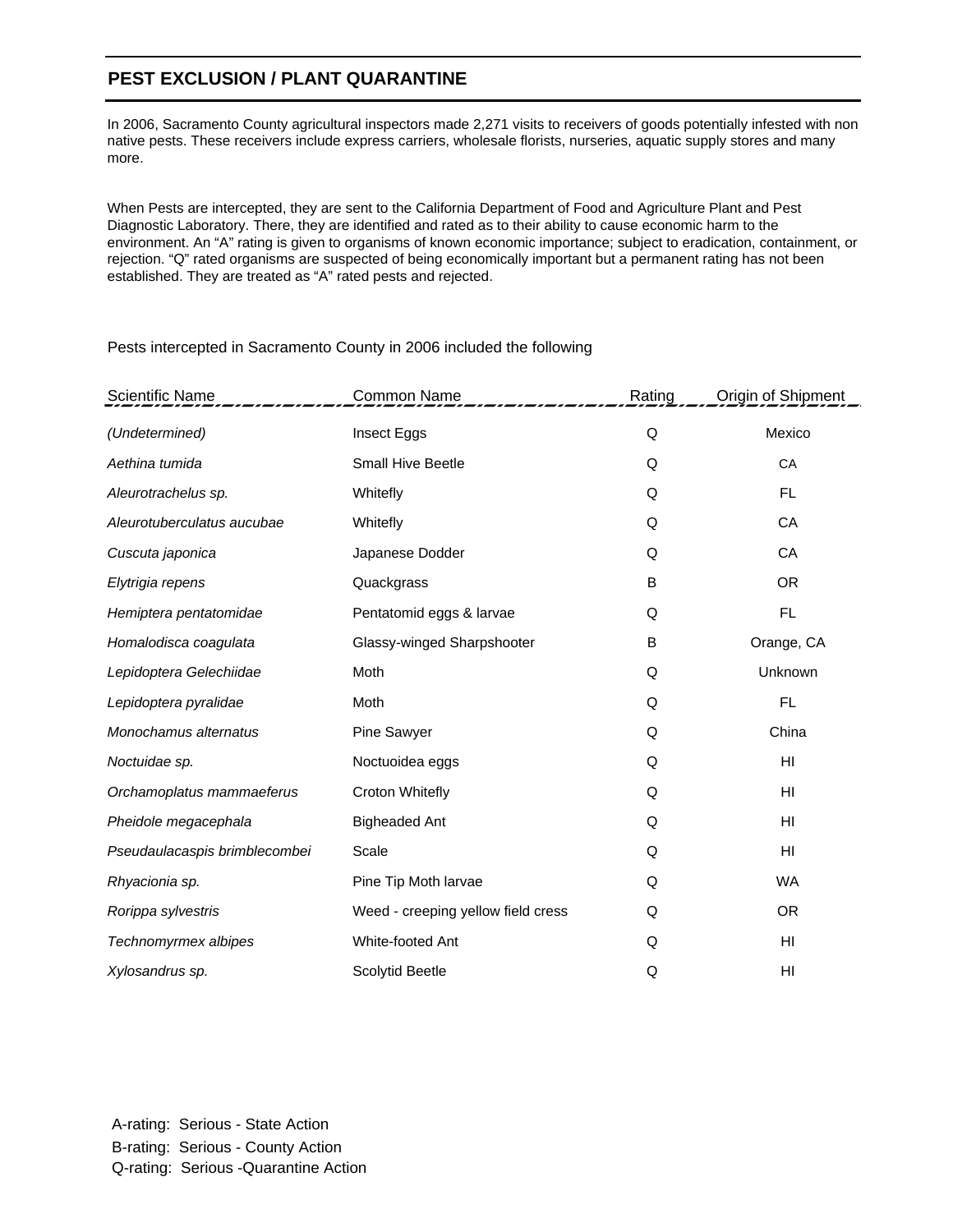## PEST EXCLUSION / PLANT QUARANTINE

In 2006, Sacramento County agricultural inspectors made 2,271 visits to receivers of goods potentially infested with non native pests. These receivers include express carriers, wholesale florists, nurseries, aquatic supply stores and many more.

When Pests are intercepted, they are sent to the California Department of Food and Agriculture Plant and Pest Diagnostic Laboratory. There, they are identified and rated as to their ability to cause economic harm to the environment. An "A" rating is given to organisms of known economic importance; subject to eradication, containment, or rejection. "Q" rated organisms are suspected of being economically important but a permanent rating has not been established. They are treated as "A" rated pests and rejected.

Pests intercepted in Sacramento County in 2006 included the following

| Scientific Name | Common Name | Rating | Origin of Shipment |
|---|---|---|---|
| *(Undetermined)* | Insect Eggs | Q | Mexico |
| *Aethina tumida* | Small Hive Beetle | Q | CA |
| *Aleurotrachelus sp.* | Whitefly | Q | FL |
| *Aleurotuberculatus aucubae* | Whitefly | Q | CA |
| *Cuscuta japonica* | Japanese Dodder | Q | CA |
| *Elytrigia repens* | Quackgrass | B | OR |
| *Hemiptera pentatomidae* | Pentatomid eggs & larvae | Q | FL |
| *Homalodisca coagulata* | Glassy-winged Sharpshooter | B | Orange, CA |
| *Lepidoptera Gelechiidae* | Moth | Q | Unknown |
| *Lepidoptera pyralidae* | Moth | Q | FL |
| *Monochamus alternatus* | Pine Sawyer | Q | China |
| *Noctuidae sp.* | Noctuoidea eggs | Q | HI |
| *Orchamoplatus mammaeferus* | Croton Whitefly | Q | HI |
| *Pheidole megacephala* | Bigheaded Ant | Q | HI |
| *Pseudaulacaspis brimblecombei* | Scale | Q | HI |
| *Rhyacionia sp.* | Pine Tip Moth larvae | Q | WA |
| *Rorippa sylvestris* | Weed - creeping yellow field cress | Q | OR |
| *Technomyrmex albipes* | White-footed Ant | Q | HI |
| *Xylosandrus sp.* | Scolytid Beetle | Q | HI |

A-rating: Serious - State Action
B-rating: Serious - County Action
Q-rating: Serious -Quarantine Action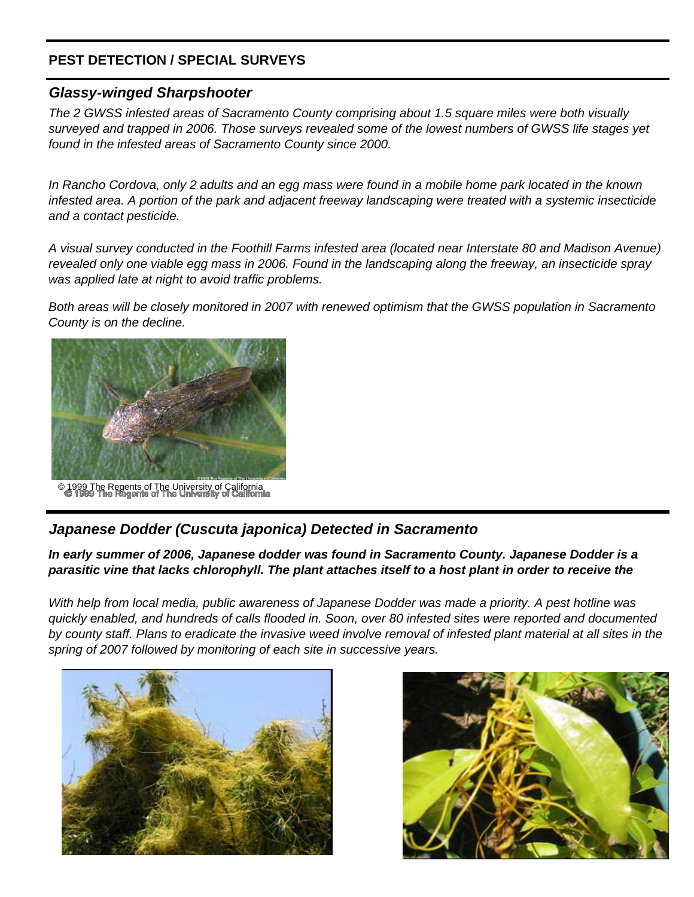## PEST DETECTION / SPECIAL SURVEYS

### *Glassy-winged Sharpshooter*

*The 2 GWSS infested areas of Sacramento County comprising about 1.5 square miles were both visually surveyed and trapped in 2006. Those surveys revealed some of the lowest numbers of GWSS life stages yet found in the infested areas of Sacramento County since 2000.*

*In Rancho Cordova, only 2 adults and an egg mass were found in a mobile home park located in the known infested area. A portion of the park and adjacent freeway landscaping were treated with a systemic insecticide and a contact pesticide.*

*A visual survey conducted in the Foothill Farms infested area (located near Interstate 80 and Madison Avenue) revealed only one viable egg mass in 2006. Found in the landscaping along the freeway, an insecticide spray was applied late at night to avoid traffic problems.*

*Both areas will be closely monitored in 2007 with renewed optimism that the GWSS population in Sacramento County is on the decline.*

© 1999 The Regents of The University of California

### *Japanese Dodder (Cuscuta japonica) Detected in Sacramento*

***In early summer of 2006, Japanese dodder was found in Sacramento County. Japanese Dodder is a parasitic vine that lacks chlorophyll. The plant attaches itself to a host plant in order to receive the***

*With help from local media, public awareness of Japanese Dodder was made a priority. A pest hotline was quickly enabled, and hundreds of calls flooded in. Soon, over 80 infested sites were reported and documented by county staff. Plans to eradicate the invasive weed involve removal of infested plant material at all sites in the spring of 2007 followed by monitoring of each site in successive years.*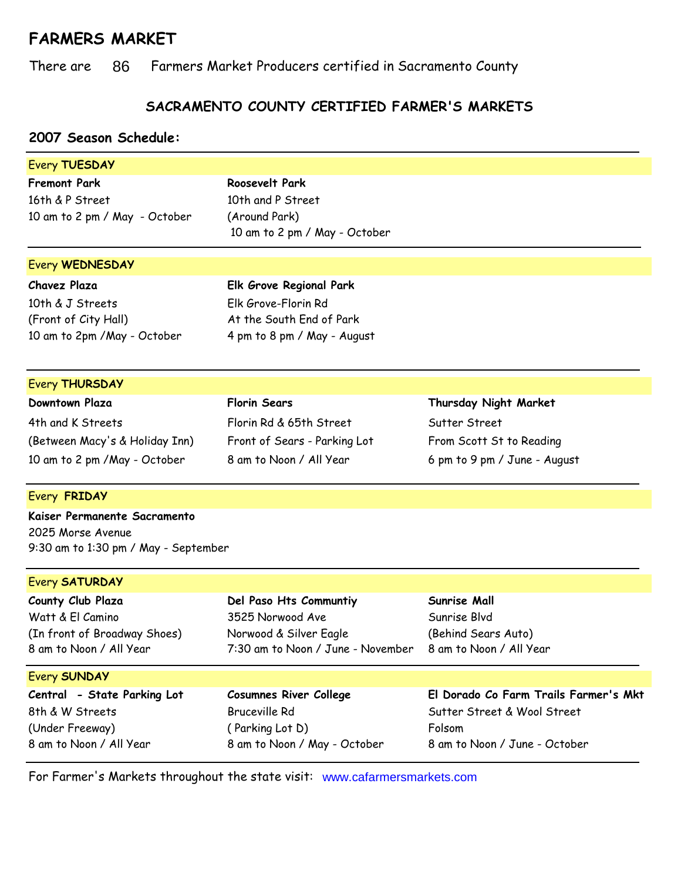# FARMERS MARKET

There are 86 Farmers Market Producers certified in Sacramento County

## SACRAMENTO COUNTY CERTIFIED FARMER'S MARKETS

### 2007 Season Schedule:

Every **TUESDAY**

**Fremont Park**
16th & P Street
10 am to 2 pm / May - October

**Roosevelt Park**
10th and P Street
(Around Park)
10 am to 2 pm / May - October

Every **WEDNESDAY**

**Chavez Plaza**
10th & J Streets
(Front of City Hall)
10 am to 2pm /May - October

**Elk Grove Regional Park**
Elk Grove-Florin Rd
At the South End of Park
4 pm to 8 pm / May - August

Every **THURSDAY**

**Downtown Plaza**
4th and K Streets
(Between Macy's & Holiday Inn)
10 am to 2 pm /May - October

**Florin Sears**
Florin Rd & 65th Street
Front of Sears - Parking Lot
8 am to Noon / All Year

**Thursday Night Market**
Sutter Street
From Scott St to Reading
6 pm to 9 pm / June - August

Every **FRIDAY**

**Kaiser Permanente Sacramento**
2025 Morse Avenue
9:30 am to 1:30 pm / May - September

Every **SATURDAY**

**County Club Plaza**
Watt & El Camino
(In front of Broadway Shoes)
8 am to Noon / All Year

**Del Paso Hts Communtiy**
3525 Norwood Ave
Norwood & Silver Eagle
7:30 am to Noon / June - November

**Sunrise Mall**
Sunrise Blvd
(Behind Sears Auto)
8 am to Noon / All Year

Every **SUNDAY**

**Central - State Parking Lot**
8th & W Streets
(Under Freeway)
8 am to Noon / All Year

**Cosumnes River College**
Bruceville Rd
( Parking Lot D)
8 am to Noon / May - October

**El Dorado Co Farm Trails Farmer's Mkt**
Sutter Street & Wool Street
Folsom
8 am to Noon / June - October

For Farmer's Markets throughout the state visit: www.cafarmersmarkets.com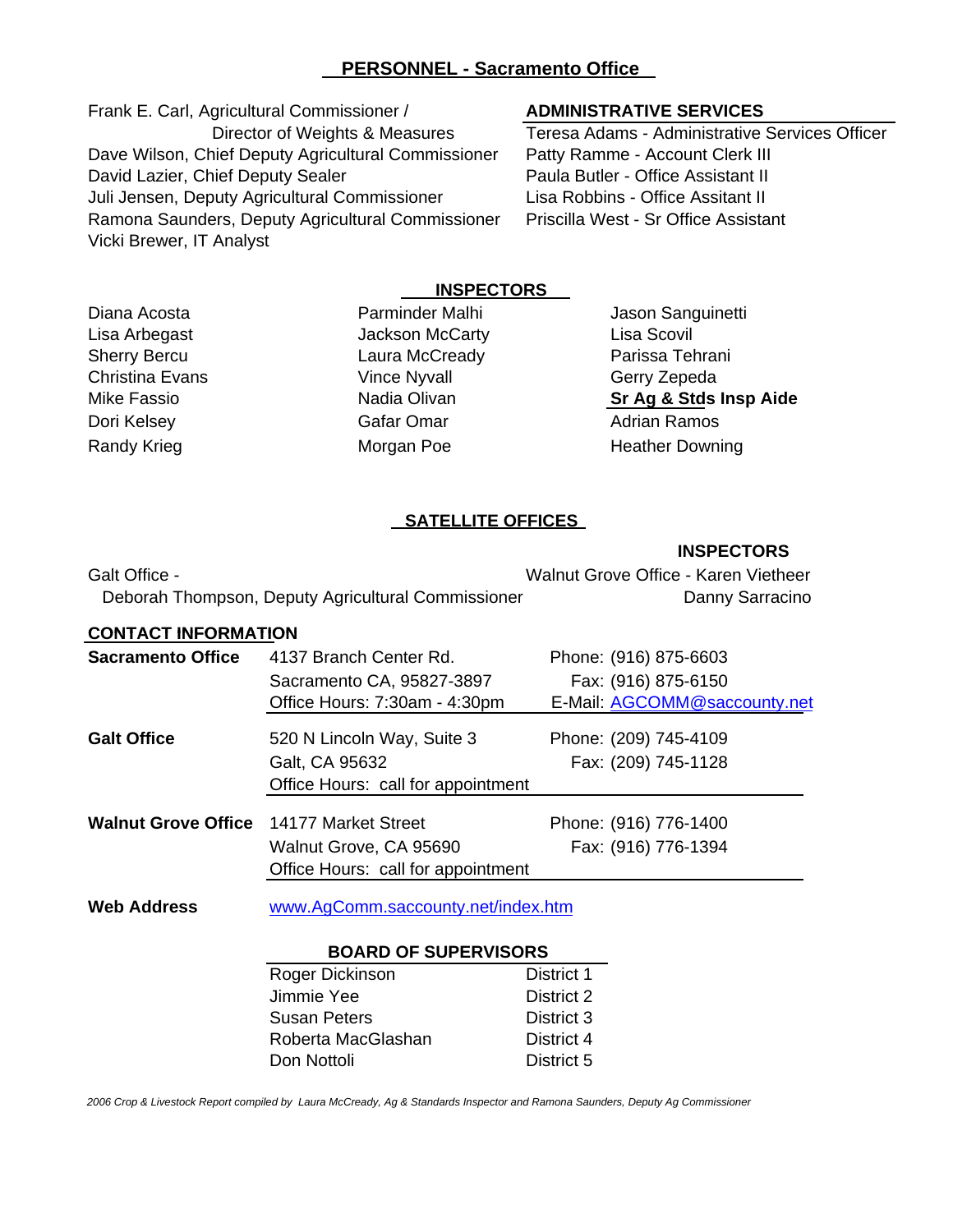## PERSONNEL - Sacramento Office

Frank E. Carl, Agricultural Commissioner / Director of Weights & Measures
Dave Wilson, Chief Deputy Agricultural Commissioner
David Lazier, Chief Deputy Sealer
Juli Jensen, Deputy Agricultural Commissioner
Ramona Saunders, Deputy Agricultural Commissioner
Vicki Brewer, IT Analyst

### ADMINISTRATIVE SERVICES

Teresa Adams - Administrative Services Officer
Patty Ramme - Account Clerk III
Paula Butler - Office Assistant II
Lisa Robbins - Office Assitant II
Priscilla West - Sr Office Assistant

### INSPECTORS

| | | |
|---|---|---|
| Diana Acosta | Parminder Malhi | Jason Sanguinetti |
| Lisa Arbegast | Jackson McCarty | Lisa Scovil |
| Sherry Bercu | Laura McCready | Parissa Tehrani |
| Christina Evans | Vince Nyvall | Gerry Zepeda |
| Mike Fassio | Nadia Olivan | **Sr Ag & Stds Insp Aide** |
| Dori Kelsey | Gafar Omar | Adrian Ramos |
| Randy Krieg | Morgan Poe | Heather Downing |

### SATELLITE OFFICES

Galt Office -
Deborah Thompson, Deputy Agricultural Commissioner

**INSPECTORS**

Walnut Grove Office - Karen Vietheer
Danny Sarracino

### CONTACT INFORMATION

| | | |
|---|---|---|
| **Sacramento Office** | 4137 Branch Center Rd. | Phone: (916) 875-6603 |
| | Sacramento CA, 95827-3897 | Fax: (916) 875-6150 |
| | Office Hours: 7:30am - 4:30pm | E-Mail: AGCOMM@saccounty.net |
| **Galt Office** | 520 N Lincoln Way, Suite 3 | Phone: (209) 745-4109 |
| | Galt, CA 95632 | Fax: (209) 745-1128 |
| | Office Hours: call for appointment | |
| **Walnut Grove Office** | 14177 Market Street | Phone: (916) 776-1400 |
| | Walnut Grove, CA 95690 | Fax: (916) 776-1394 |
| | Office Hours: call for appointment | |
| **Web Address** | www.AgComm.saccounty.net/index.htm | |

### BOARD OF SUPERVISORS

| | |
|---|---|
| Roger Dickinson | District 1 |
| Jimmie Yee | District 2 |
| Susan Peters | District 3 |
| Roberta MacGlashan | District 4 |
| Don Nottoli | District 5 |

*2006 Crop & Livestock Report compiled by Laura McCready, Ag & Standards Inspector and Ramona Saunders, Deputy Ag Commissioner*